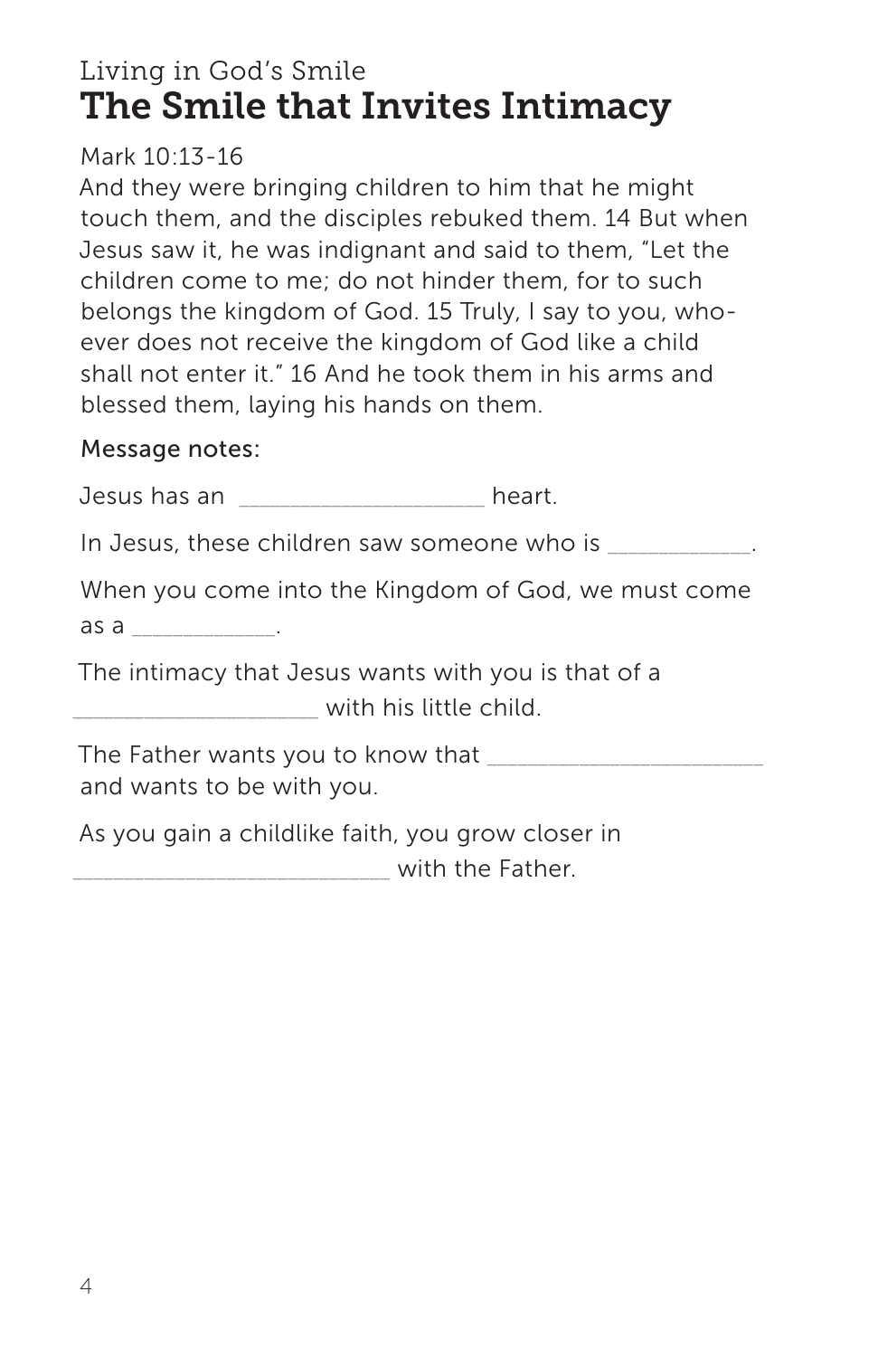Living in God's Smile

# The Smile that Invites Intimacy

Mark 10:13-16

And they were bringing children to him that he might touch them, and the disciples rebuked them. 14 But when Jesus saw it, he was indignant and said to them, "Let the children come to me; do not hinder them, for to such belongs the kingdom of God. 15 Truly, I say to you, whoever does not receive the kingdom of God like a child shall not enter it." 16 And he took them in his arms and blessed them, laying his hands on them.

Message notes:

Jesus has an ____________________ heart.

In Jesus, these children saw someone who is ____________.

When you come into the Kingdom of God, we must come as a ____________.

The intimacy that Jesus wants with you is that of a ____________________ with his little child.

The Father wants you to know that ______________________ and wants to be with you.

As you gain a childlike faith, you grow closer in __________________________ with the Father.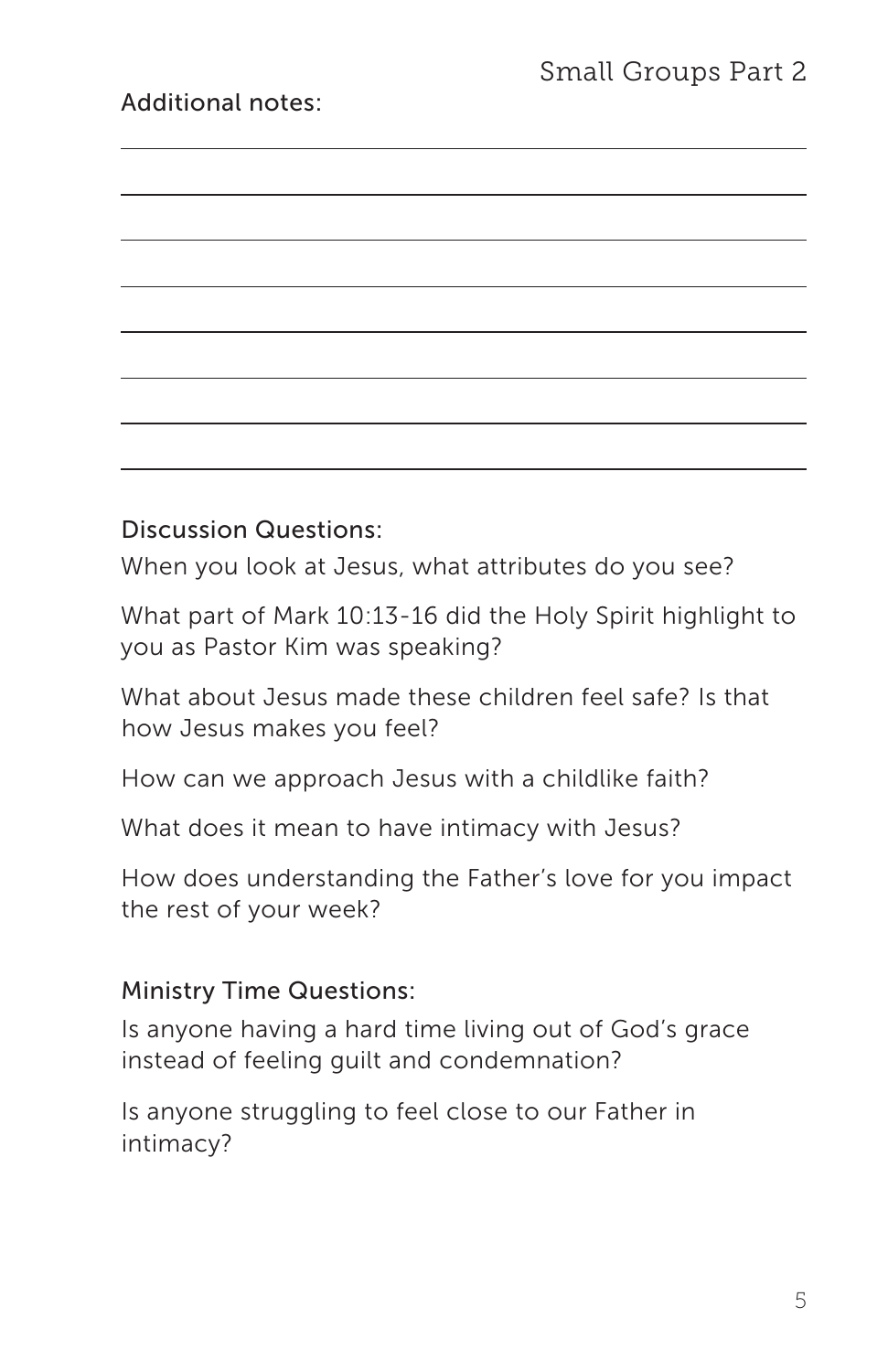Additional notes:

Discussion Questions:

When you look at Jesus, what attributes do you see?

What part of Mark 10:13-16 did the Holy Spirit highlight to you as Pastor Kim was speaking?

What about Jesus made these children feel safe? Is that how Jesus makes you feel?

How can we approach Jesus with a childlike faith?

What does it mean to have intimacy with Jesus?

How does understanding the Father's love for you impact the rest of your week?

Ministry Time Questions:

Is anyone having a hard time living out of God's grace instead of feeling guilt and condemnation?

Is anyone struggling to feel close to our Father in intimacy?